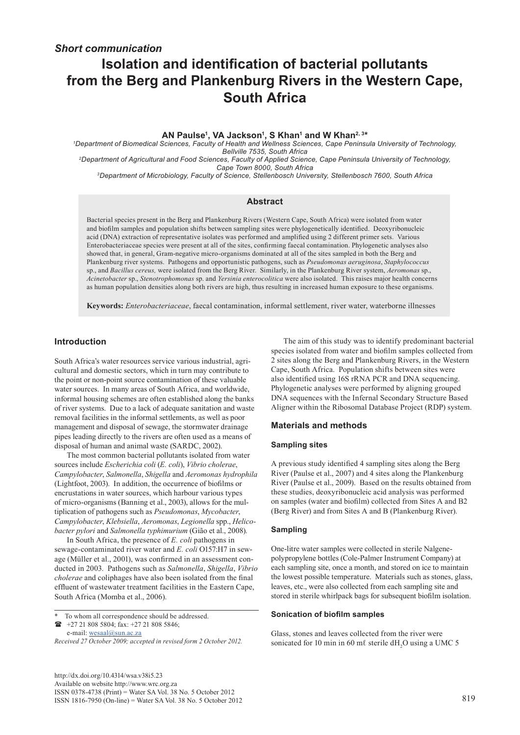*Short communication*

# Isolation and identification of bacterial pollutants from the Berg and Plankenburg Rivers in the Western Cape, South Africa

**AN Paulse[1], VA Jackson[1], S Khan[1] and W Khan[2, 3]***

[1]*Department of Biomedical Sciences, Faculty of Health and Wellness Sciences, Cape Peninsula University of Technology, Bellville 7535, South Africa*
[2]*Department of Agricultural and Food Sciences, Faculty of Applied Science, Cape Peninsula University of Technology, Cape Town 8000, South Africa*
[3]*Department of Microbiology, Faculty of Science, Stellenbosch University, Stellenbosch 7600, South Africa*

## Abstract

Bacterial species present in the Berg and Plankenburg Rivers (Western Cape, South Africa) were isolated from water and biofilm samples and population shifts between sampling sites were phylogenetically identified. Deoxyribonucleic acid (DNA) extraction of representative isolates was performed and amplified using 2 different primer sets. Various Enterobacteriaceae species were present at all of the sites, confirming faecal contamination. Phylogenetic analyses also showed that, in general, Gram-negative micro-organisms dominated at all of the sites sampled in both the Berg and Plankenburg river systems. Pathogens and opportunistic pathogens, such as *Pseudomonas aeruginosa*, *Staphylococcus* sp., and *Bacillus cereus,* were isolated from the Berg River. Similarly, in the Plankenburg River system, *Aeromonas* sp., *Acinetobacter* sp., *Stenotrophomonas* sp. and *Yersinia enterocolitica* were also isolated. This raises major health concerns as human population densities along both rivers are high, thus resulting in increased human exposure to these organisms.

**Keywords:** *Enterobacteriaceae*, faecal contamination, informal settlement, river water, waterborne illnesses

## Introduction

South Africa's water resources service various industrial, agricultural and domestic sectors, which in turn may contribute to the point or non-point source contamination of these valuable water sources. In many areas of South Africa, and worldwide, informal housing schemes are often established along the banks of river systems. Due to a lack of adequate sanitation and waste removal facilities in the informal settlements, as well as poor management and disposal of sewage, the stormwater drainage pipes leading directly to the rivers are often used as a means of disposal of human and animal waste (SARDC, 2002).

The most common bacterial pollutants isolated from water sources include *Escherichia coli* (*E. coli*), *Vibrio cholerae*, *Campylobacter*, *Salmonella*, *Shigella* and *Aeromonas hydrophila* (Lightfoot, 2003). In addition, the occurrence of biofilms or encrustations in water sources, which harbour various types of micro-organisms (Banning et al., 2003), allows for the multiplication of pathogens such as *Pseudomonas*, *Mycobacter*, *Campylobacter*, *Klebsiella*, *Aeromonas*, *Legionella* spp., *Helicobacter pylori* and *Salmonella typhimurium* (Gião et al., 2008).

In South Africa, the presence of *E. coli* pathogens in sewage-contaminated river water and *E. coli* O157:H7 in sewage (Müller et al., 2001), was confirmed in an assessment conducted in 2003. Pathogens such as *Salmonella*, *Shigella*, *Vibrio cholerae* and coliphages have also been isolated from the final effluent of wastewater treatment facilities in the Eastern Cape, South Africa (Momba et al., 2006).

\* To whom all correspondence should be addressed.
☎ +27 21 808 5804; fax: +27 21 808 5846;
e-mail: wesaal@sun.ac.za

*Received 27 October 2009; accepted in revised form 2 October 2012.*

The aim of this study was to identify predominant bacterial species isolated from water and biofilm samples collected from 2 sites along the Berg and Plankenburg Rivers, in the Western Cape, South Africa. Population shifts between sites were also identified using 16S rRNA PCR and DNA sequencing. Phylogenetic analyses were performed by aligning grouped DNA sequences with the Infernal Secondary Structure Based Aligner within the Ribosomal Database Project (RDP) system.

## Materials and methods

### Sampling sites

A previous study identified 4 sampling sites along the Berg River (Paulse et al., 2007) and 4 sites along the Plankenburg River (Paulse et al., 2009). Based on the results obtained from these studies, deoxyribonucleic acid analysis was performed on samples (water and biofilm) collected from Sites A and B2 (Berg River) and from Sites A and B (Plankenburg River).

### Sampling

One-litre water samples were collected in sterile Nalgene-polypropylene bottles (Cole-Palmer Instrument Company) at each sampling site, once a month, and stored on ice to maintain the lowest possible temperature. Materials such as stones, glass, leaves, etc., were also collected from each sampling site and stored in sterile whirlpack bags for subsequent biofilm isolation.

### Sonication of biofilm samples

Glass, stones and leaves collected from the river were sonicated for 10 min in 60 mℓ sterile $dH_2O$ using a UMC 5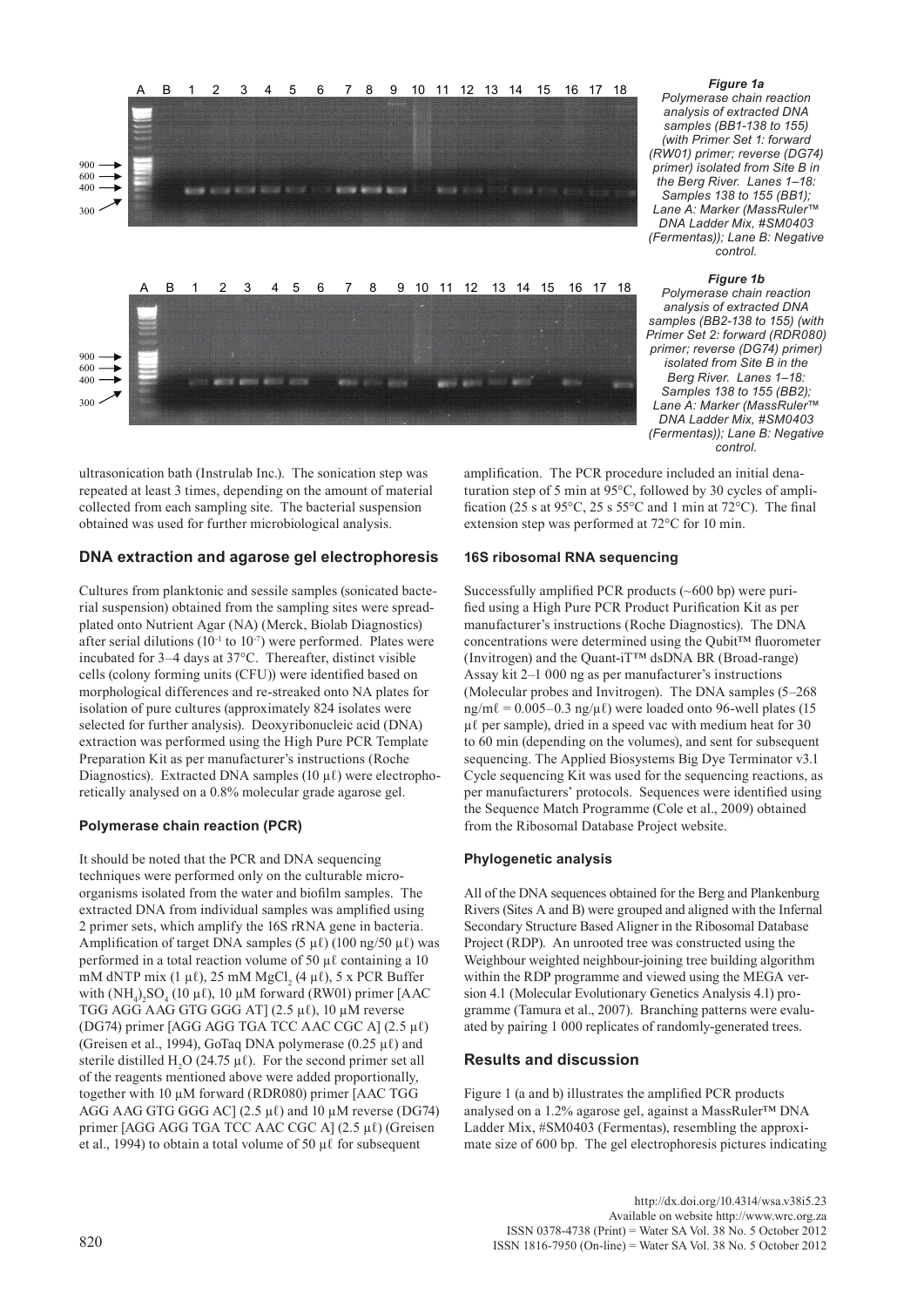*Figure 1a*
*Polymerase chain reaction analysis of extracted DNA samples (BB1-138 to 155) (with Primer Set 1: forward (RW01) primer; reverse (DG74) primer) isolated from Site B in the Berg River. Lanes 1–18: Samples 138 to 155 (BB1); Lane A: Marker (MassRuler™ DNA Ladder Mix, #SM0403 (Fermentas)); Lane B: Negative control.*

*Figure 1b*
*Polymerase chain reaction analysis of extracted DNA samples (BB2-138 to 155) (with Primer Set 2: forward (RDR080) primer; reverse (DG74) primer) isolated from Site B in the Berg River. Lanes 1–18: Samples 138 to 155 (BB2); Lane A: Marker (MassRuler™ DNA Ladder Mix, #SM0403 (Fermentas)); Lane B: Negative control.*

ultrasonication bath (Instrulab Inc.). The sonication step was repeated at least 3 times, depending on the amount of material collected from each sampling site. The bacterial suspension obtained was used for further microbiological analysis.

## DNA extraction and agarose gel electrophoresis

Cultures from planktonic and sessile samples (sonicated bacterial suspension) obtained from the sampling sites were spread-plated onto Nutrient Agar (NA) (Merck, Biolab Diagnostics) after serial dilutions ($10^{-1}$ to $10^{-7}$) were performed. Plates were incubated for 3–4 days at 37°C. Thereafter, distinct visible cells (colony forming units (CFU)) were identified based on morphological differences and re-streaked onto NA plates for isolation of pure cultures (approximately 824 isolates were selected for further analysis). Deoxyribonucleic acid (DNA) extraction was performed using the High Pure PCR Template Preparation Kit as per manufacturer's instructions (Roche Diagnostics). Extracted DNA samples (10 μℓ) were electrophoretically analysed on a 0.8% molecular grade agarose gel.

### Polymerase chain reaction (PCR)

It should be noted that the PCR and DNA sequencing techniques were performed only on the culturable micro-organisms isolated from the water and biofilm samples. The extracted DNA from individual samples was amplified using 2 primer sets, which amplify the 16S rRNA gene in bacteria. Amplification of target DNA samples (5 μℓ) (100 ng/50 μℓ) was performed in a total reaction volume of 50 μℓ containing a 10 mM dNTP mix (1 μℓ), 25 mM $MgCl_2$ (4 μℓ), 5 x PCR Buffer with $(NH_4)_2SO_4$ (10 μℓ), 10 μM forward (RW01) primer [AAC TGG AGG AAG GTG GGG AT] (2.5 μℓ), 10 μM reverse (DG74) primer [AGG AGG TGA TCC AAC CGC A] (2.5 μℓ) (Greisen et al., 1994), GoTaq DNA polymerase (0.25 μℓ) and sterile distilled $H_2O$ (24.75 μℓ). For the second primer set all of the reagents mentioned above were added proportionally, together with 10 μM forward (RDR080) primer [AAC TGG AGG AAG GTG GGG AC] (2.5 μℓ) and 10 μM reverse (DG74) primer [AGG AGG TGA TCC AAC CGC A] (2.5 μℓ) (Greisen et al., 1994) to obtain a total volume of 50 μℓ for subsequent amplification. The PCR procedure included an initial denaturation step of 5 min at 95°C, followed by 30 cycles of amplification (25 s at 95°C, 25 s 55°C and 1 min at 72°C). The final extension step was performed at 72°C for 10 min.

### 16S ribosomal RNA sequencing

Successfully amplified PCR products (~600 bp) were purified using a High Pure PCR Product Purification Kit as per manufacturer's instructions (Roche Diagnostics). The DNA concentrations were determined using the Qubit™ fluorometer (Invitrogen) and the Quant-iT™ dsDNA BR (Broad-range) Assay kit 2–1 000 ng as per manufacturer's instructions (Molecular probes and Invitrogen). The DNA samples (5–268 ng/mℓ = 0.005–0.3 ng/μℓ) were loaded onto 96-well plates (15 μℓ per sample), dried in a speed vac with medium heat for 30 to 60 min (depending on the volumes), and sent for subsequent sequencing. The Applied Biosystems Big Dye Terminator v3.1 Cycle sequencing Kit was used for the sequencing reactions, as per manufacturers' protocols. Sequences were identified using the Sequence Match Programme (Cole et al., 2009) obtained from the Ribosomal Database Project website.

### Phylogenetic analysis

All of the DNA sequences obtained for the Berg and Plankenburg Rivers (Sites A and B) were grouped and aligned with the Infernal Secondary Structure Based Aligner in the Ribosomal Database Project (RDP). An unrooted tree was constructed using the Weighbour weighted neighbour-joining tree building algorithm within the RDP programme and viewed using the MEGA version 4.1 (Molecular Evolutionary Genetics Analysis 4.1) programme (Tamura et al., 2007). Branching patterns were evaluated by pairing 1 000 replicates of randomly-generated trees.

## Results and discussion

Figure 1 (a and b) illustrates the amplified PCR products analysed on a 1.2% agarose gel, against a MassRuler™ DNA Ladder Mix, #SM0403 (Fermentas), resembling the approximate size of 600 bp. The gel electrophoresis pictures indicating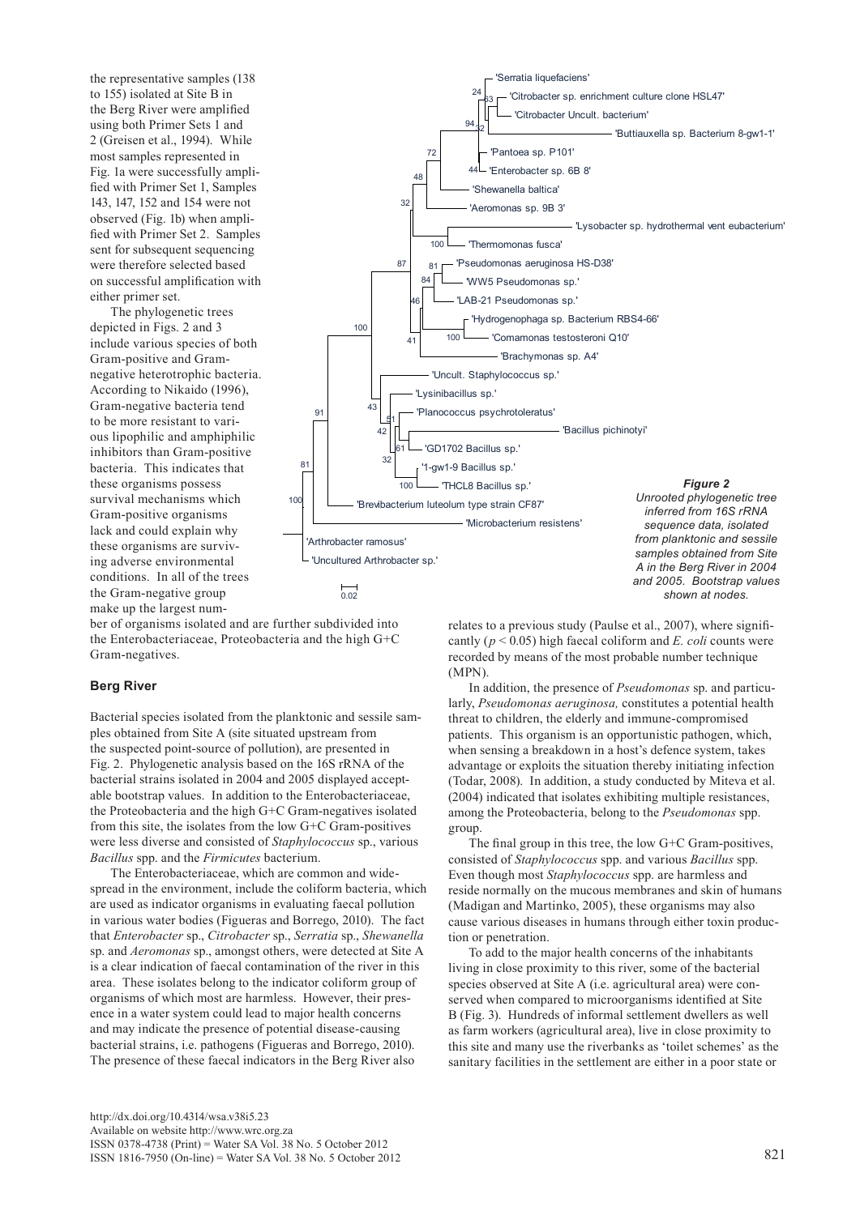the representative samples (138 to 155) isolated at Site B in the Berg River were amplified using both Primer Sets 1 and 2 (Greisen et al., 1994). While most samples represented in Fig. 1a were successfully amplified with Primer Set 1, Samples 143, 147, 152 and 154 were not observed (Fig. 1b) when amplified with Primer Set 2. Samples sent for subsequent sequencing were therefore selected based on successful amplification with either primer set.

The phylogenetic trees depicted in Figs. 2 and 3 include various species of both Gram-positive and Gram-negative heterotrophic bacteria. According to Nikaido (1996), Gram-negative bacteria tend to be more resistant to various lipophilic and amphiphilic inhibitors than Gram-positive bacteria. This indicates that these organisms possess survival mechanisms which Gram-positive organisms lack and could explain why these organisms are surviving adverse environmental conditions. In all of the trees the Gram-negative group make up the largest number of organisms isolated and are further subdivided into the Enterobacteriaceae, Proteobacteria and the high G+C Gram-negatives.

***Figure 2***
*Unrooted phylogenetic tree inferred from 16S rRNA sequence data, isolated from planktonic and sessile samples obtained from Site A in the Berg River in 2004 and 2005. Bootstrap values shown at nodes.*

## Berg River

Bacterial species isolated from the planktonic and sessile samples obtained from Site A (site situated upstream from the suspected point-source of pollution), are presented in Fig. 2. Phylogenetic analysis based on the 16S rRNA of the bacterial strains isolated in 2004 and 2005 displayed acceptable bootstrap values. In addition to the Enterobacteriaceae, the Proteobacteria and the high G+C Gram-negatives isolated from this site, the isolates from the low G+C Gram-positives were less diverse and consisted of *Staphylococcus* sp., various *Bacillus* spp. and the *Firmicutes* bacterium.

The Enterobacteriaceae, which are common and widespread in the environment, include the coliform bacteria, which are used as indicator organisms in evaluating faecal pollution in various water bodies (Figueras and Borrego, 2010). The fact that *Enterobacter* sp., *Citrobacter* sp., *Serratia* sp., *Shewanella* sp. and *Aeromonas* sp., amongst others, were detected at Site A is a clear indication of faecal contamination of the river in this area. These isolates belong to the indicator coliform group of organisms of which most are harmless. However, their presence in a water system could lead to major health concerns and may indicate the presence of potential disease-causing bacterial strains, i.e. pathogens (Figueras and Borrego, 2010). The presence of these faecal indicators in the Berg River also relates to a previous study (Paulse et al., 2007), where significantly ($p < 0.05$) high faecal coliform and *E. coli* counts were recorded by means of the most probable number technique (MPN).

In addition, the presence of *Pseudomonas* sp. and particularly, *Pseudomonas aeruginosa,* constitutes a potential health threat to children, the elderly and immune-compromised patients. This organism is an opportunistic pathogen, which, when sensing a breakdown in a host's defence system, takes advantage or exploits the situation thereby initiating infection (Todar, 2008). In addition, a study conducted by Miteva et al. (2004) indicated that isolates exhibiting multiple resistances, among the Proteobacteria, belong to the *Pseudomonas* spp. group.

The final group in this tree, the low G+C Gram-positives, consisted of *Staphylococcus* spp. and various *Bacillus* spp. Even though most *Staphylococcus* spp. are harmless and reside normally on the mucous membranes and skin of humans (Madigan and Martinko, 2005), these organisms may also cause various diseases in humans through either toxin production or penetration.

To add to the major health concerns of the inhabitants living in close proximity to this river, some of the bacterial species observed at Site A (i.e. agricultural area) were conserved when compared to microorganisms identified at Site B (Fig. 3). Hundreds of informal settlement dwellers as well as farm workers (agricultural area), live in close proximity to this site and many use the riverbanks as 'toilet schemes' as the sanitary facilities in the settlement are either in a poor state or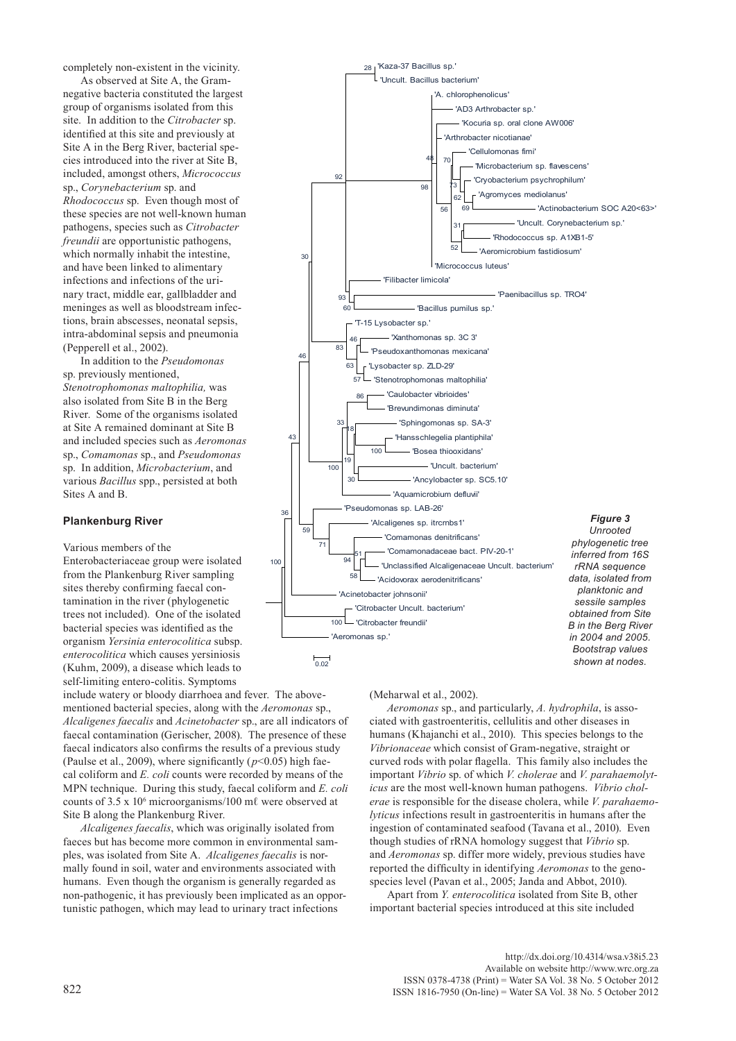completely non-existent in the vicinity.

As observed at Site A, the Gram-negative bacteria constituted the largest group of organisms isolated from this site. In addition to the *Citrobacter* sp. identified at this site and previously at Site A in the Berg River, bacterial species introduced into the river at Site B, included, amongst others, *Micrococcus* sp., *Corynebacterium* sp. and *Rhodococcus* sp. Even though most of these species are not well-known human pathogens, species such as *Citrobacter freundii* are opportunistic pathogens, which normally inhabit the intestine, and have been linked to alimentary infections and infections of the urinary tract, middle ear, gallbladder and meninges as well as bloodstream infections, brain abscesses, neonatal sepsis, intra-abdominal sepsis and pneumonia (Pepperell et al., 2002).

In addition to the *Pseudomonas* sp. previously mentioned, *Stenotrophomonas maltophilia,* was also isolated from Site B in the Berg River. Some of the organisms isolated at Site A remained dominant at Site B and included species such as *Aeromonas* sp., *Comamonas* sp., and *Pseudomonas* sp. In addition, *Microbacterium*, and various *Bacillus* spp., persisted at both Sites A and B.

### Plankenburg River

Various members of the Enterobacteriaceae group were isolated from the Plankenburg River sampling sites thereby confirming faecal contamination in the river (phylogenetic trees not included). One of the isolated bacterial species was identified as the organism *Yersinia enterocolitica* subsp. *enterocolitica* which causes yersiniosis (Kuhm, 2009), a disease which leads to self-limiting entero-colitis. Symptoms include watery or bloody diarrhoea and fever. The above-mentioned bacterial species, along with the *Aeromonas* sp., *Alcaligenes faecalis* and *Acinetobacter* sp., are all indicators of faecal contamination (Gerischer, 2008). The presence of these faecal indicators also confirms the results of a previous study (Paulse et al., 2009), where significantly ($p<0.05$) high faecal coliform and *E. coli* counts were recorded by means of the MPN technique. During this study, faecal coliform and *E. coli* counts of $3.5 \times 10^6$ microorganisms/100 mℓ were observed at Site B along the Plankenburg River.

*Alcaligenes faecalis*, which was originally isolated from faeces but has become more common in environmental samples, was isolated from Site A. *Alcaligenes faecalis* is normally found in soil, water and environments associated with humans. Even though the organism is generally regarded as non-pathogenic, it has previously been implicated as an opportunistic pathogen, which may lead to urinary tract infections (Meharwal et al., 2002).

***Figure 3***
*Unrooted phylogenetic tree inferred from 16S rRNA sequence data, isolated from planktonic and sessile samples obtained from Site B in the Berg River in 2004 and 2005. Bootstrap values shown at nodes.*

*Aeromonas* sp., and particularly, *A. hydrophila*, is associated with gastroenteritis, cellulitis and other diseases in humans (Khajanchi et al., 2010). This species belongs to the *Vibrionaceae* which consist of Gram-negative, straight or curved rods with polar flagella. This family also includes the important *Vibrio* sp. of which *V. cholerae* and *V. parahaemolyticus* are the most well-known human pathogens. *Vibrio cholerae* is responsible for the disease cholera, while *V. parahaemolyticus* infections result in gastroenteritis in humans after the ingestion of contaminated seafood (Tavana et al., 2010). Even though studies of rRNA homology suggest that *Vibrio* sp. and *Aeromonas* sp. differ more widely, previous studies have reported the difficulty in identifying *Aeromonas* to the genospecies level (Pavan et al., 2005; Janda and Abbot, 2010).

Apart from *Y. enterocolitica* isolated from Site B, other important bacterial species introduced at this site included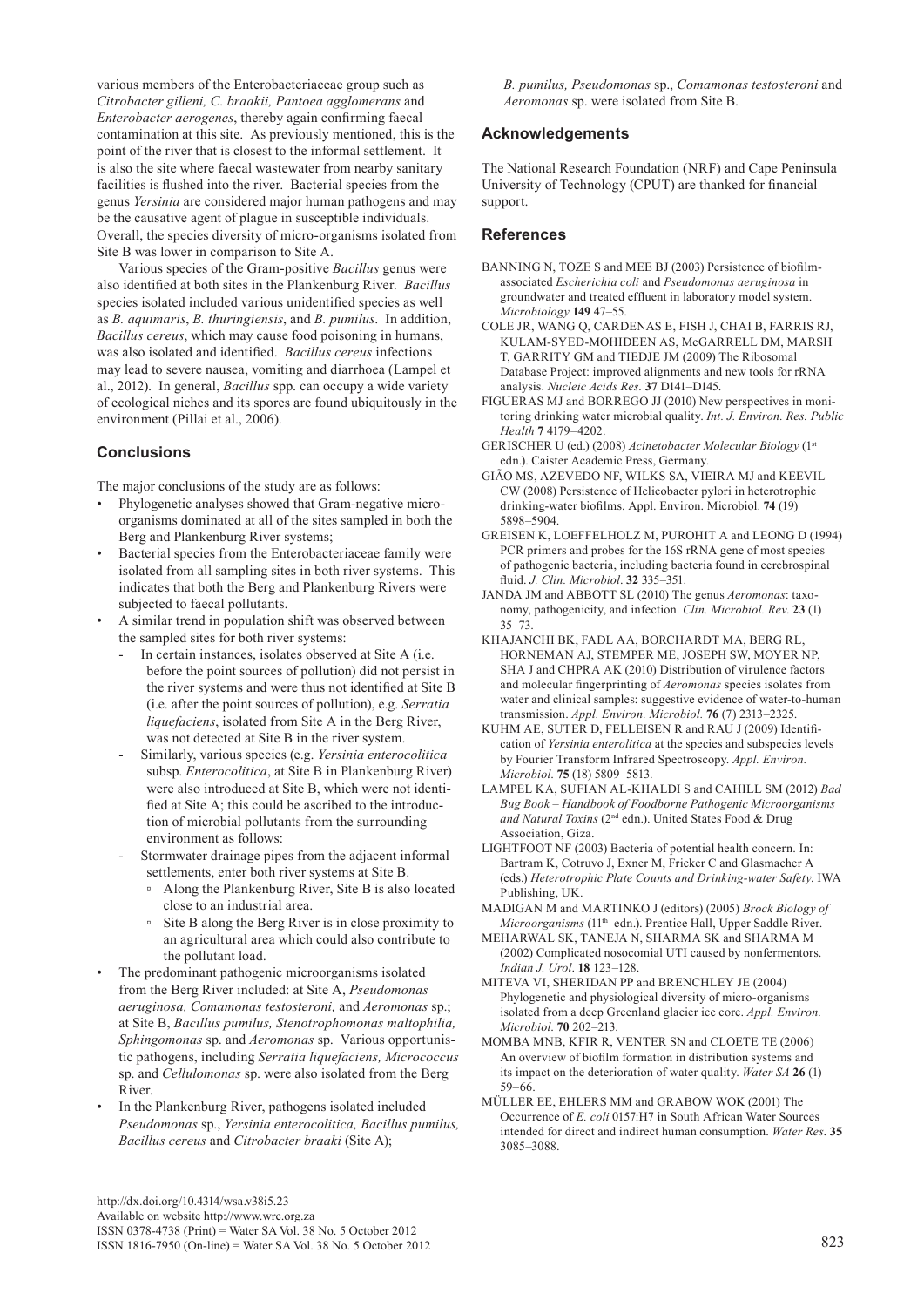various members of the Enterobacteriaceae group such as *Citrobacter gilleni, C. braakii, Pantoea agglomerans* and *Enterobacter aerogenes*, thereby again confirming faecal contamination at this site. As previously mentioned, this is the point of the river that is closest to the informal settlement. It is also the site where faecal wastewater from nearby sanitary facilities is flushed into the river. Bacterial species from the genus *Yersinia* are considered major human pathogens and may be the causative agent of plague in susceptible individuals. Overall, the species diversity of micro-organisms isolated from Site B was lower in comparison to Site A.

Various species of the Gram-positive *Bacillus* genus were also identified at both sites in the Plankenburg River. *Bacillus* species isolated included various unidentified species as well as *B. aquimaris*, *B. thuringiensis*, and *B. pumilus*. In addition, *Bacillus cereus*, which may cause food poisoning in humans, was also isolated and identified. *Bacillus cereus* infections may lead to severe nausea, vomiting and diarrhoea (Lampel et al., 2012). In general, *Bacillus* spp. can occupy a wide variety of ecological niches and its spores are found ubiquitously in the environment (Pillai et al., 2006).

## Conclusions

The major conclusions of the study are as follows:

- Phylogenetic analyses showed that Gram-negative micro-organisms dominated at all of the sites sampled in both the Berg and Plankenburg River systems;
- Bacterial species from the Enterobacteriaceae family were isolated from all sampling sites in both river systems. This indicates that both the Berg and Plankenburg Rivers were subjected to faecal pollutants.
- A similar trend in population shift was observed between the sampled sites for both river systems:
  - In certain instances, isolates observed at Site A (i.e. before the point sources of pollution) did not persist in the river systems and were thus not identified at Site B (i.e. after the point sources of pollution), e.g. *Serratia liquefaciens*, isolated from Site A in the Berg River, was not detected at Site B in the river system.
  - Similarly, various species (e.g. *Yersinia enterocolitica* subsp. *Enterocolitica*, at Site B in Plankenburg River) were also introduced at Site B, which were not identified at Site A; this could be ascribed to the introduction of microbial pollutants from the surrounding environment as follows:
  - Stormwater drainage pipes from the adjacent informal settlements, enter both river systems at Site B.
    - Along the Plankenburg River, Site B is also located close to an industrial area.
    - Site B along the Berg River is in close proximity to an agricultural area which could also contribute to the pollutant load.
- The predominant pathogenic microorganisms isolated from the Berg River included: at Site A, *Pseudomonas aeruginosa, Comamonas testosteroni,* and *Aeromonas* sp.; at Site B, *Bacillus pumilus, Stenotrophomonas maltophilia, Sphingomonas* sp. and *Aeromonas* sp. Various opportunistic pathogens, including *Serratia liquefaciens, Micrococcus* sp. and *Cellulomonas* sp. were also isolated from the Berg River.
- In the Plankenburg River, pathogens isolated included *Pseudomonas* sp., *Yersinia enterocolitica, Bacillus pumilus, Bacillus cereus* and *Citrobacter braaki* (Site A); *B. pumilus, Pseudomonas* sp., *Comamonas testosteroni* and *Aeromonas* sp. were isolated from Site B.

## Acknowledgements

The National Research Foundation (NRF) and Cape Peninsula University of Technology (CPUT) are thanked for financial support.

## References

BANNING N, TOZE S and MEE BJ (2003) Persistence of biofilm-associated *Escherichia coli* and *Pseudomonas aeruginosa* in groundwater and treated effluent in laboratory model system. *Microbiology* **149** 47–55.

COLE JR, WANG Q, CARDENAS E, FISH J, CHAI B, FARRIS RJ, KULAM-SYED-MOHIDEEN AS, McGARRELL DM, MARSH T, GARRITY GM and TIEDJE JM (2009) The Ribosomal Database Project: improved alignments and new tools for rRNA analysis. *Nucleic Acids Res.* **37** D141–D145.

FIGUERAS MJ and BORREGO JJ (2010) New perspectives in monitoring drinking water microbial quality. *Int. J. Environ. Res. Public Health* **7** 4179–4202.

GERISCHER U (ed.) (2008) *Acinetobacter Molecular Biology* (1st edn.). Caister Academic Press, Germany.

GIÃO MS, AZEVEDO NF, WILKS SA, VIEIRA MJ and KEEVIL CW (2008) Persistence of Helicobacter pylori in heterotrophic drinking-water biofilms. Appl. Environ. Microbiol. **74** (19) 5898–5904.

GREISEN K, LOEFFELHOLZ M, PUROHIT A and LEONG D (1994) PCR primers and probes for the 16S rRNA gene of most species of pathogenic bacteria, including bacteria found in cerebrospinal fluid. *J. Clin. Microbiol*. **32** 335–351.

JANDA JM and ABBOTT SL (2010) The genus *Aeromonas*: taxonomy, pathogenicity, and infection. *Clin. Microbiol. Rev*. **23** (1) 35–73.

KHAJANCHI BK, FADL AA, BORCHARDT MA, BERG RL, HORNEMAN AJ, STEMPER ME, JOSEPH SW, MOYER NP, SHA J and CHPRA AK (2010) Distribution of virulence factors and molecular fingerprinting of *Aeromonas* species isolates from water and clinical samples: suggestive evidence of water-to-human transmission. *Appl. Environ. Microbiol.* **76** (7) 2313–2325.

KUHM AE, SUTER D, FELLEISEN R and RAU J (2009) Identification of *Yersinia enterolitica* at the species and subspecies levels by Fourier Transform Infrared Spectroscopy. *Appl. Environ. Microbiol*. **75** (18) 5809–5813.

LAMPEL KA, SUFIAN AL-KHALDI S and CAHILL SM (2012) *Bad Bug Book – Handbook of Foodborne Pathogenic Microorganisms and Natural Toxins* (2nd edn.). United States Food & Drug Association, Giza.

LIGHTFOOT NF (2003) Bacteria of potential health concern. In: Bartram K, Cotruvo J, Exner M, Fricker C and Glasmacher A (eds.) *Heterotrophic Plate Counts and Drinking-water Safety*. IWA Publishing, UK.

MADIGAN M and MARTINKO J (editors) (2005) *Brock Biology of Microorganisms* (11th edn.). Prentice Hall, Upper Saddle River.

MEHARWAL SK, TANEJA N, SHARMA SK and SHARMA M (2002) Complicated nosocomial UTI caused by nonfermentors. *Indian J. Urol*. **18** 123–128.

MITEVA VI, SHERIDAN PP and BRENCHLEY JE (2004) Phylogenetic and physiological diversity of micro-organisms isolated from a deep Greenland glacier ice core. *Appl. Environ. Microbiol*. **70** 202–213.

MOMBA MNB, KFIR R, VENTER SN and CLOETE TE (2006) An overview of biofilm formation in distribution systems and its impact on the deterioration of water quality. *Water SA* **26** (1) 59–66.

MÜLLER EE, EHLERS MM and GRABOW WOK (2001) The Occurrence of *E. coli* 0157:H7 in South African Water Sources intended for direct and indirect human consumption. *Water Res*. **35** 3085–3088.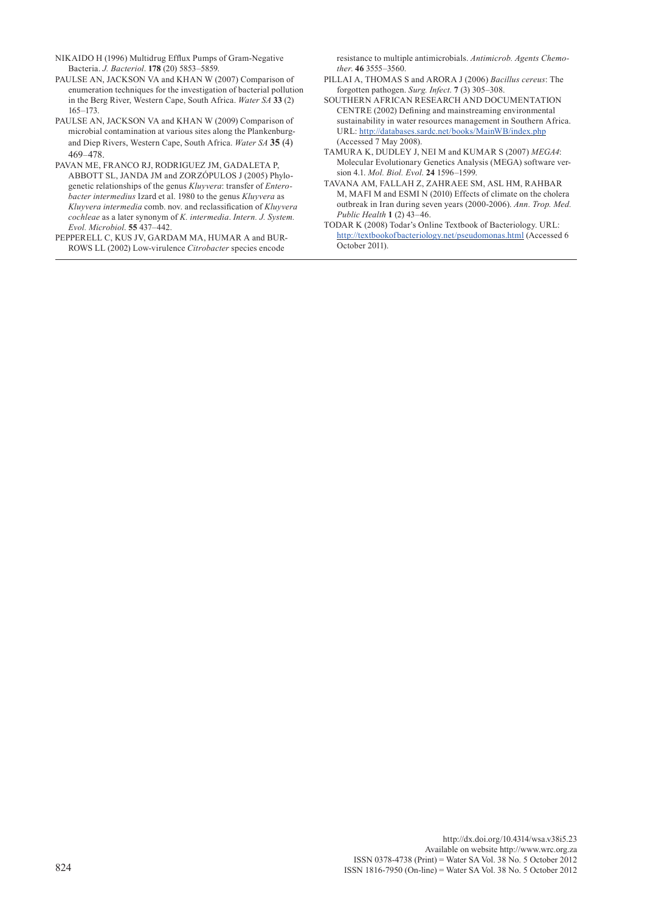NIKAIDO H (1996) Multidrug Efflux Pumps of Gram-Negative Bacteria. *J. Bacteriol.* **178** (20) 5853–5859.

PAULSE AN, JACKSON VA and KHAN W (2007) Comparison of enumeration techniques for the investigation of bacterial pollution in the Berg River, Western Cape, South Africa. *Water SA* **33** (2) 165–173.

PAULSE AN, JACKSON VA and KHAN W (2009) Comparison of microbial contamination at various sites along the Plankenburg- and Diep Rivers, Western Cape, South Africa. *Water SA* **35** (4) 469–478.

PAVAN ME, FRANCO RJ, RODRIGUEZ JM, GADALETA P, ABBOTT SL, JANDA JM and ZORZÓPULOS J (2005) Phylogenetic relationships of the genus *Kluyvera*: transfer of *Enterobacter intermedius* Izard et al. 1980 to the genus *Kluyvera* as *Kluyvera intermedia* comb. nov. and reclassification of *Kluyvera cochleae* as a later synonym of *K. intermedia*. *Intern. J. System. Evol. Microbiol.* **55** 437–442.

PEPPERELL C, KUS JV, GARDAM MA, HUMAR A and BURROWS LL (2002) Low-virulence *Citrobacter* species encode resistance to multiple antimicrobials. *Antimicrob. Agents Chemother.* **46** 3555–3560.

PILLAI A, THOMAS S and ARORA J (2006) *Bacillus cereus*: The forgotten pathogen. *Surg. Infect.* **7** (3) 305–308.

SOUTHERN AFRICAN RESEARCH AND DOCUMENTATION CENTRE (2002) Defining and mainstreaming environmental sustainability in water resources management in Southern Africa. URL: http://databases.sardc.net/books/MainWB/index.php (Accessed 7 May 2008).

TAMURA K, DUDLEY J, NEI M and KUMAR S (2007) *MEGA4*: Molecular Evolutionary Genetics Analysis (MEGA) software version 4.1. *Mol. Biol. Evol.* **24** 1596–1599.

TAVANA AM, FALLAH Z, ZAHRAEE SM, ASL HM, RAHBAR M, MAFI M and ESMI N (2010) Effects of climate on the cholera outbreak in Iran during seven years (2000-2006). *Ann. Trop. Med. Public Health* **1** (2) 43–46.

TODAR K (2008) Todar's Online Textbook of Bacteriology. URL: http://textbookofbacteriology.net/pseudomonas.html (Accessed 6 October 2011).